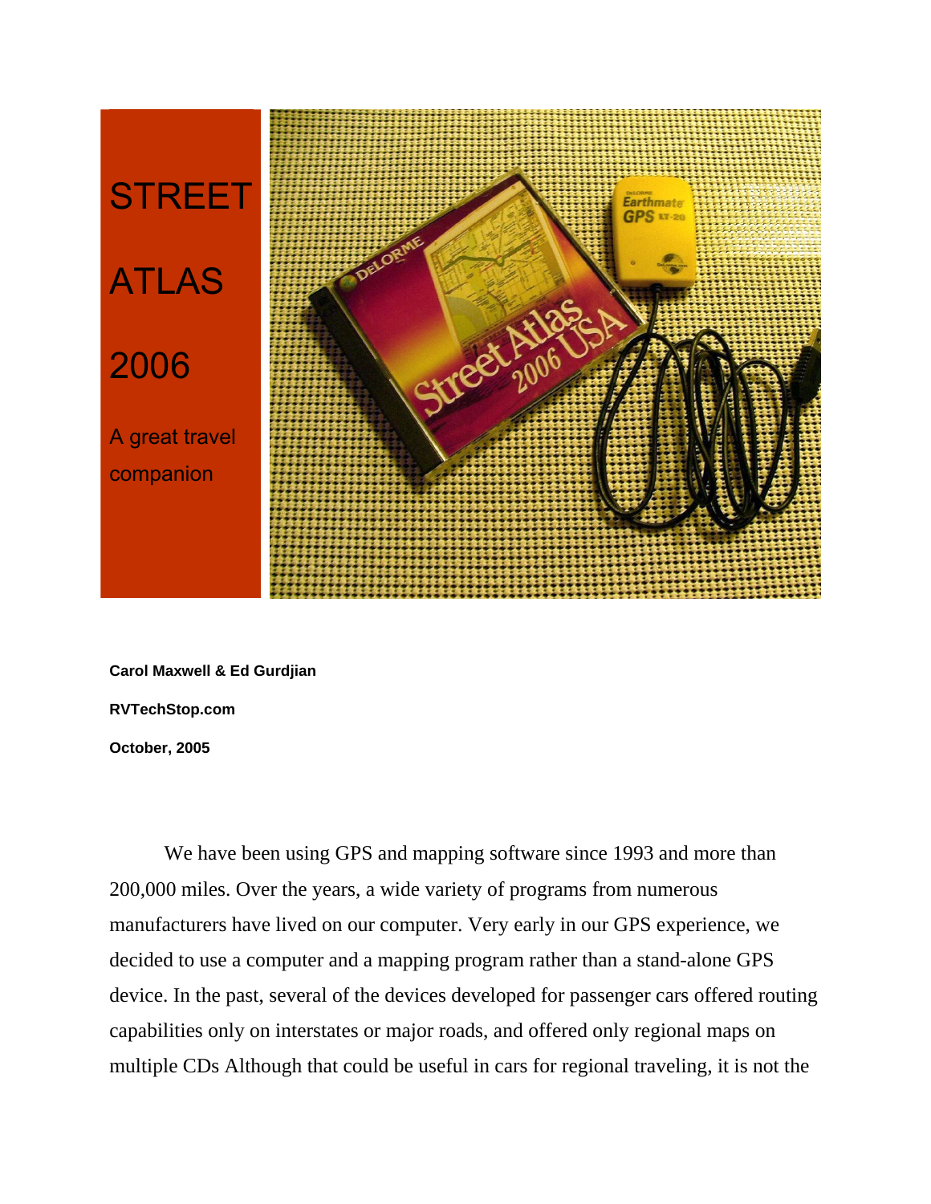# STREET ATLAS 2006

A great travel companion

**Carol Maxwell & Ed Gurdjian**

**RVTechStop.com**

**October, 2005**

We have been using GPS and mapping software since 1993 and more than 200,000 miles. Over the years, a wide variety of programs from numerous manufacturers have lived on our computer. Very early in our GPS experience, we decided to use a computer and a mapping program rather than a stand-alone GPS device. In the past, several of the devices developed for passenger cars offered routing capabilities only on interstates or major roads, and offered only regional maps on multiple CDs Although that could be useful in cars for regional traveling, it is not the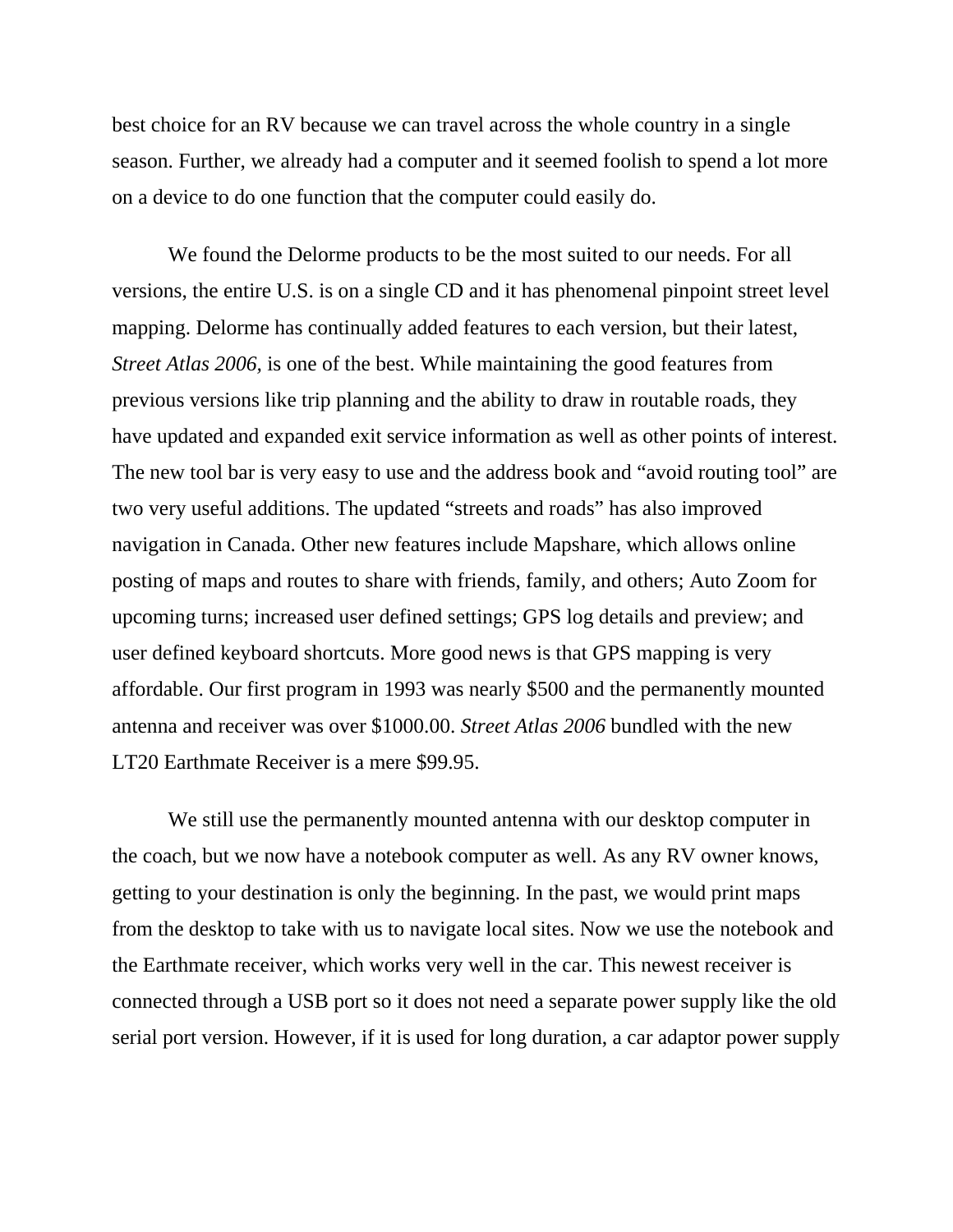best choice for an RV because we can travel across the whole country in a single season. Further, we already had a computer and it seemed foolish to spend a lot more on a device to do one function that the computer could easily do.

We found the Delorme products to be the most suited to our needs. For all versions, the entire U.S. is on a single CD and it has phenomenal pinpoint street level mapping. Delorme has continually added features to each version, but their latest, *Street Atlas 2006,* is one of the best. While maintaining the good features from previous versions like trip planning and the ability to draw in routable roads, they have updated and expanded exit service information as well as other points of interest. The new tool bar is very easy to use and the address book and "avoid routing tool" are two very useful additions. The updated "streets and roads" has also improved navigation in Canada. Other new features include Mapshare, which allows online posting of maps and routes to share with friends, family, and others; Auto Zoom for upcoming turns; increased user defined settings; GPS log details and preview; and user defined keyboard shortcuts. More good news is that GPS mapping is very affordable. Our first program in 1993 was nearly $500 and the permanently mounted antenna and receiver was over $1000.00. *Street Atlas 2006* bundled with the new LT20 Earthmate Receiver is a mere $99.95.

We still use the permanently mounted antenna with our desktop computer in the coach, but we now have a notebook computer as well. As any RV owner knows, getting to your destination is only the beginning. In the past, we would print maps from the desktop to take with us to navigate local sites. Now we use the notebook and the Earthmate receiver, which works very well in the car. This newest receiver is connected through a USB port so it does not need a separate power supply like the old serial port version. However, if it is used for long duration, a car adaptor power supply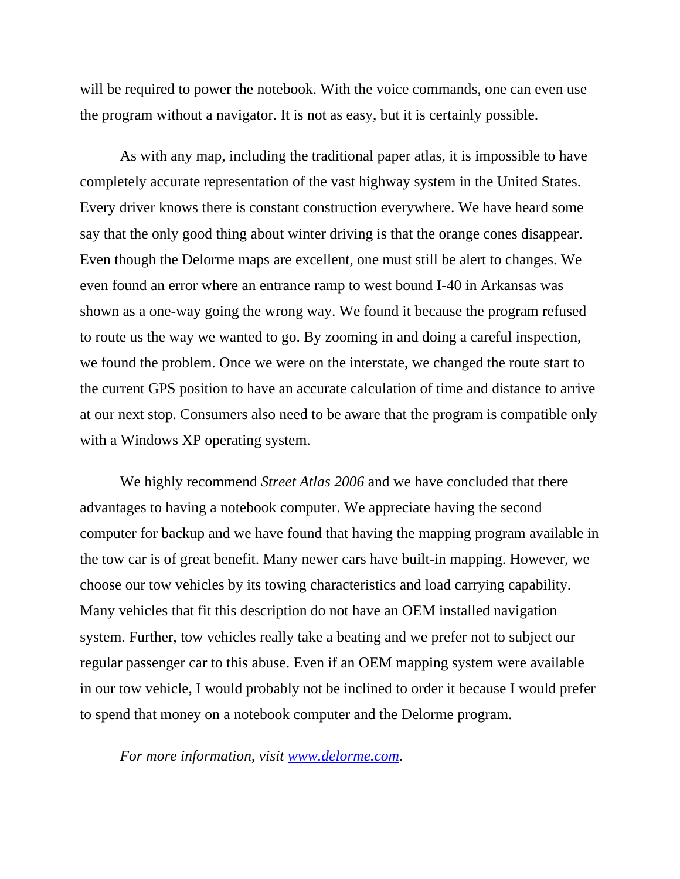will be required to power the notebook. With the voice commands, one can even use the program without a navigator. It is not as easy, but it is certainly possible.

As with any map, including the traditional paper atlas, it is impossible to have completely accurate representation of the vast highway system in the United States. Every driver knows there is constant construction everywhere. We have heard some say that the only good thing about winter driving is that the orange cones disappear. Even though the Delorme maps are excellent, one must still be alert to changes. We even found an error where an entrance ramp to west bound I-40 in Arkansas was shown as a one-way going the wrong way. We found it because the program refused to route us the way we wanted to go. By zooming in and doing a careful inspection, we found the problem. Once we were on the interstate, we changed the route start to the current GPS position to have an accurate calculation of time and distance to arrive at our next stop. Consumers also need to be aware that the program is compatible only with a Windows XP operating system.

We highly recommend *Street Atlas 2006* and we have concluded that there advantages to having a notebook computer. We appreciate having the second computer for backup and we have found that having the mapping program available in the tow car is of great benefit. Many newer cars have built-in mapping. However, we choose our tow vehicles by its towing characteristics and load carrying capability. Many vehicles that fit this description do not have an OEM installed navigation system. Further, tow vehicles really take a beating and we prefer not to subject our regular passenger car to this abuse. Even if an OEM mapping system were available in our tow vehicle, I would probably not be inclined to order it because I would prefer to spend that money on a notebook computer and the Delorme program.

*For more information, visit [www.delorme.com](http://www.delorme.com).*